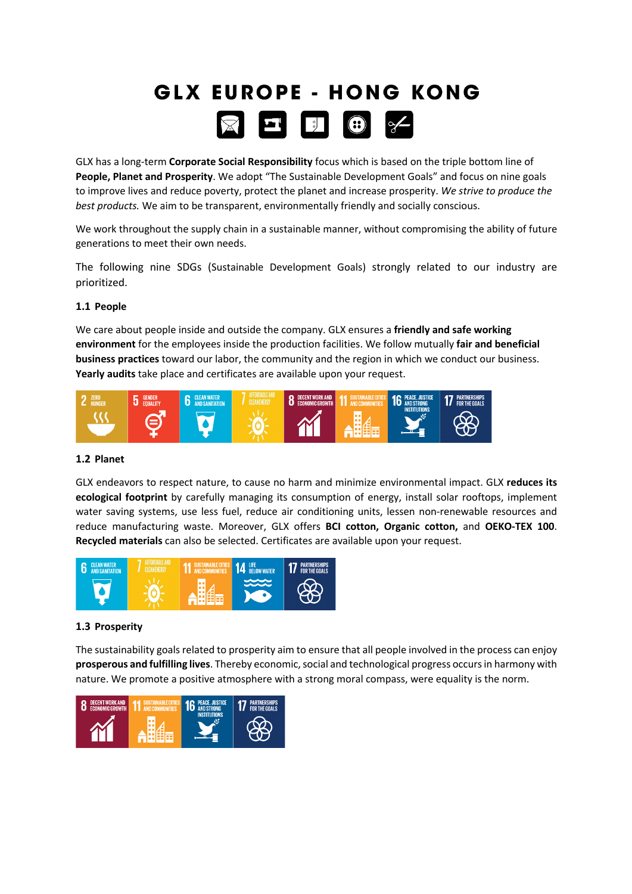# GLX EUROPE - HONG KONG

GLX has a long-term **Corporate Social Responsibility** focus which is based on the triple bottom line of **People, Planet and Prosperity**. We adopt "The Sustainable Development Goals" and focus on nine goals to improve lives and reduce poverty, protect the planet and increase prosperity. *We strive to produce the best products.* We aim to be transparent, environmentally friendly and socially conscious.

We work throughout the supply chain in a sustainable manner, without compromising the ability of future generations to meet their own needs.

The following nine SDGs (Sustainable Development Goals) strongly related to our industry are prioritized.

### 1.1 People

We care about people inside and outside the company. GLX ensures a **friendly and safe working environment** for the employees inside the production facilities. We follow mutually **fair and beneficial business practices** toward our labor, the community and the region in which we conduct our business. **Yearly audits** take place and certificates are available upon your request.

2 ZERO HUNGER | 5 GENDER EQUALITY | 6 CLEAN WATER AND SANITATION | 7 AFFORDABLE AND CLEAN ENERGY | 8 DECENT WORK AND ECONOMIC GROWTH | 11 SUSTAINABLE CITIES AND COMMUNITIES | 16 PEACE, JUSTICE AND STRONG INSTITUTIONS | 17 PARTNERSHIPS FOR THE GOALS

### 1.2 Planet

GLX endeavors to respect nature, to cause no harm and minimize environmental impact. GLX **reduces its ecological footprint** by carefully managing its consumption of energy, install solar rooftops, implement water saving systems, use less fuel, reduce air conditioning units, lessen non-renewable resources and reduce manufacturing waste. Moreover, GLX offers **BCI cotton, Organic cotton,** and **OEKO-TEX 100**. **Recycled materials** can also be selected. Certificates are available upon your request.

6 CLEAN WATER AND SANITATION | 7 AFFORDABLE AND CLEAN ENERGY | 11 SUSTAINABLE CITIES AND COMMUNITIES | 14 LIFE BELOW WATER | 17 PARTNERSHIPS FOR THE GOALS

### 1.3 Prosperity

The sustainability goals related to prosperity aim to ensure that all people involved in the process can enjoy **prosperous and fulfilling lives**. Thereby economic, social and technological progress occurs in harmony with nature. We promote a positive atmosphere with a strong moral compass, were equality is the norm.

8 DECENT WORK AND ECONOMIC GROWTH | 11 SUSTAINABLE CITIES AND COMMUNITIES | 16 PEACE, JUSTICE AND STRONG INSTITUTIONS | 17 PARTNERSHIPS FOR THE GOALS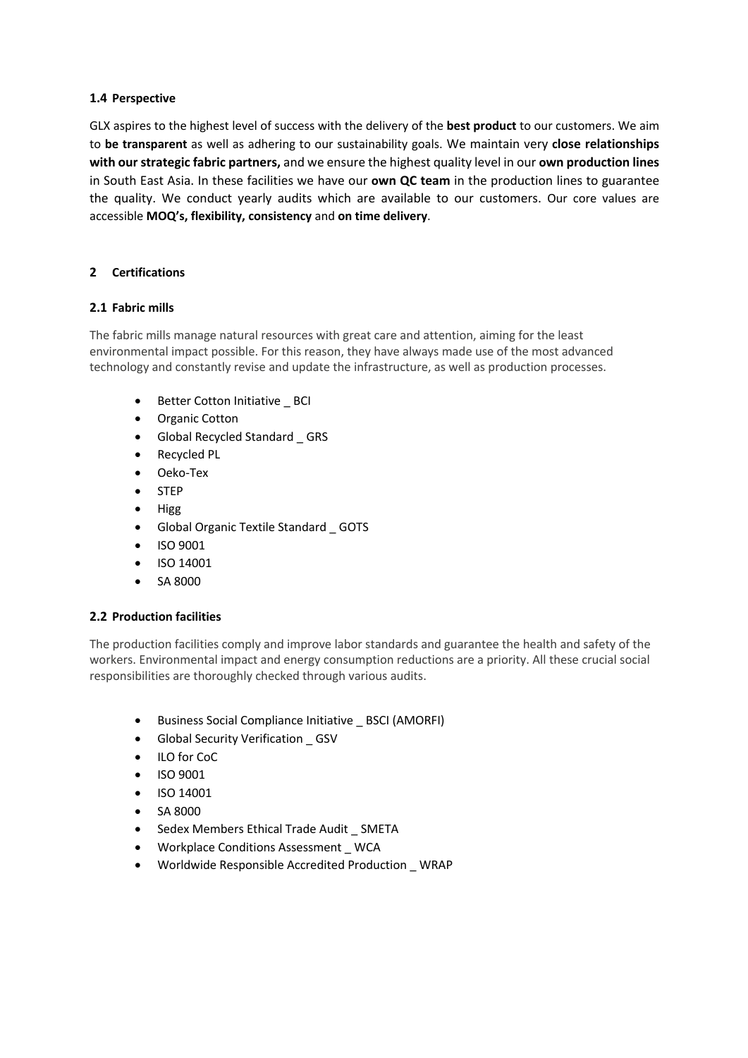### 1.4 Perspective

GLX aspires to the highest level of success with the delivery of the **best product** to our customers. We aim to **be transparent** as well as adhering to our sustainability goals. We maintain very **close relationships with our strategic fabric partners,** and we ensure the highest quality level in our **own production lines** in South East Asia. In these facilities we have our **own QC team** in the production lines to guarantee the quality. We conduct yearly audits which are available to our customers. Our core values are accessible **MOQ's, flexibility, consistency** and **on time delivery**.

## 2 Certifications

### 2.1 Fabric mills

The fabric mills manage natural resources with great care and attention, aiming for the least environmental impact possible. For this reason, they have always made use of the most advanced technology and constantly revise and update the infrastructure, as well as production processes.

- Better Cotton Initiative _ BCI
- Organic Cotton
- Global Recycled Standard _ GRS
- Recycled PL
- Oeko-Tex
- STEP
- Higg
- Global Organic Textile Standard _ GOTS
- ISO 9001
- ISO 14001
- SA 8000

### 2.2 Production facilities

The production facilities comply and improve labor standards and guarantee the health and safety of the workers. Environmental impact and energy consumption reductions are a priority. All these crucial social responsibilities are thoroughly checked through various audits.

- Business Social Compliance Initiative _ BSCI (AMORFI)
- Global Security Verification _ GSV
- ILO for CoC
- ISO 9001
- ISO 14001
- SA 8000
- Sedex Members Ethical Trade Audit _ SMETA
- Workplace Conditions Assessment _ WCA
- Worldwide Responsible Accredited Production _ WRAP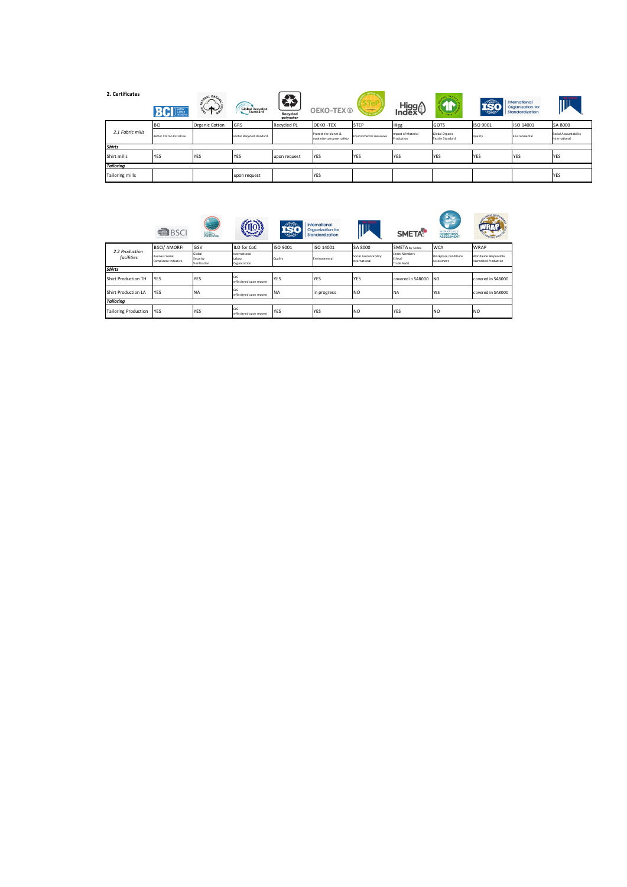## 2. Certificates

| 2.1 Fabric mills | BCI<br>Better Cotton Initiative | Organic Cotton | GRS<br>Global Recycled standard | Recycled PL | OEKO -TEX<br>Protect the planet & maximize consumer safety | STEP<br>Environmental measures | Higg<br>Impact of Material Production | GOTS<br>Global Organic Textile Standard | ISO 9001<br>Quality | ISO 14001<br>Environmental | SA 8000<br>Social Accountability International |
|---|---|---|---|---|---|---|---|---|---|---|---|
| ***Shirts*** | | | | | | | | | | | |
| Shirt mills | YES | YES | YES | upon request | YES | YES | YES | YES | YES | YES | YES |
| ***Tailoring*** | | | | | | | | | | | |
| Tailoring mills | | | upon request | | YES | | | | | | YES |

| 2.2 Production facilities | BSCI/ AMORFI<br>Business Social Compliance Initiative | GSV<br>Global Security Verification | ILO for CoC<br>International Labour Organization | ISO 9001<br>Quality | ISO 14001<br>Environmental | SA 8000<br>Social Accountability International | SMETA by Sedex<br>Sedex Members Ethical Trade Audit | WCA<br>Workplace Conditions Assessment | WRAP<br>Worldwide Responsible Accredited Production |
|---|---|---|---|---|---|---|---|---|---|
| ***Shirts*** | | | | | | | | | |
| Shirt Production TH | YES | YES | CoC w/o signed upon request | YES | YES | YES | covered in SA8000 | NO | covered in SA8000 |
| Shirt Production LA | YES | NA | CoC w/o signed upon request | NA | in progress | NO | NA | YES | covered in SA8000 |
| ***Tailoring*** | | | | | | | | | |
| Tailoring Production | YES | YES | CoC w/o signed upon request | YES | YES | NO | YES | NO | NO |